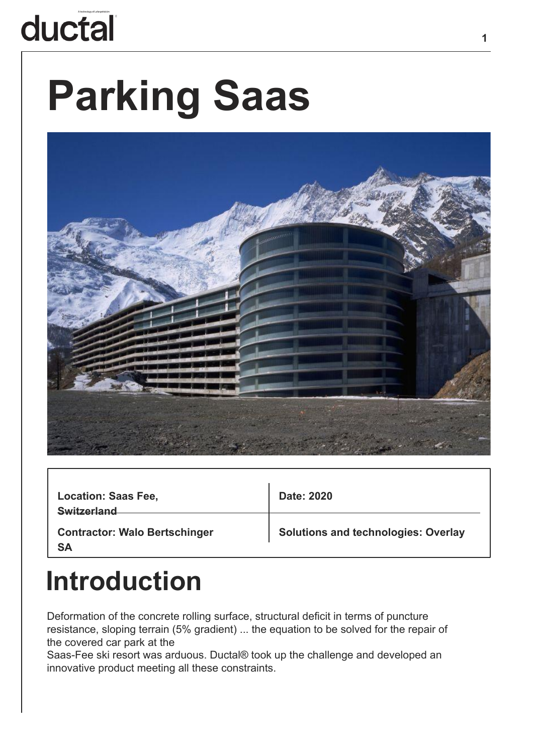# Parking Saas

| Location: Saas Fee, Switzerland | Date: 2020 |
|---|---|
| Contractor: Walo Bertschinger SA | Solutions and technologies: Overlay |

## Introduction

Deformation of the concrete rolling surface, structural deficit in terms of puncture resistance, sloping terrain (5% gradient) ... the equation to be solved for the repair of the covered car park at the Saas-Fee ski resort was arduous. Ductal® took up the challenge and developed an innovative product meeting all these constraints.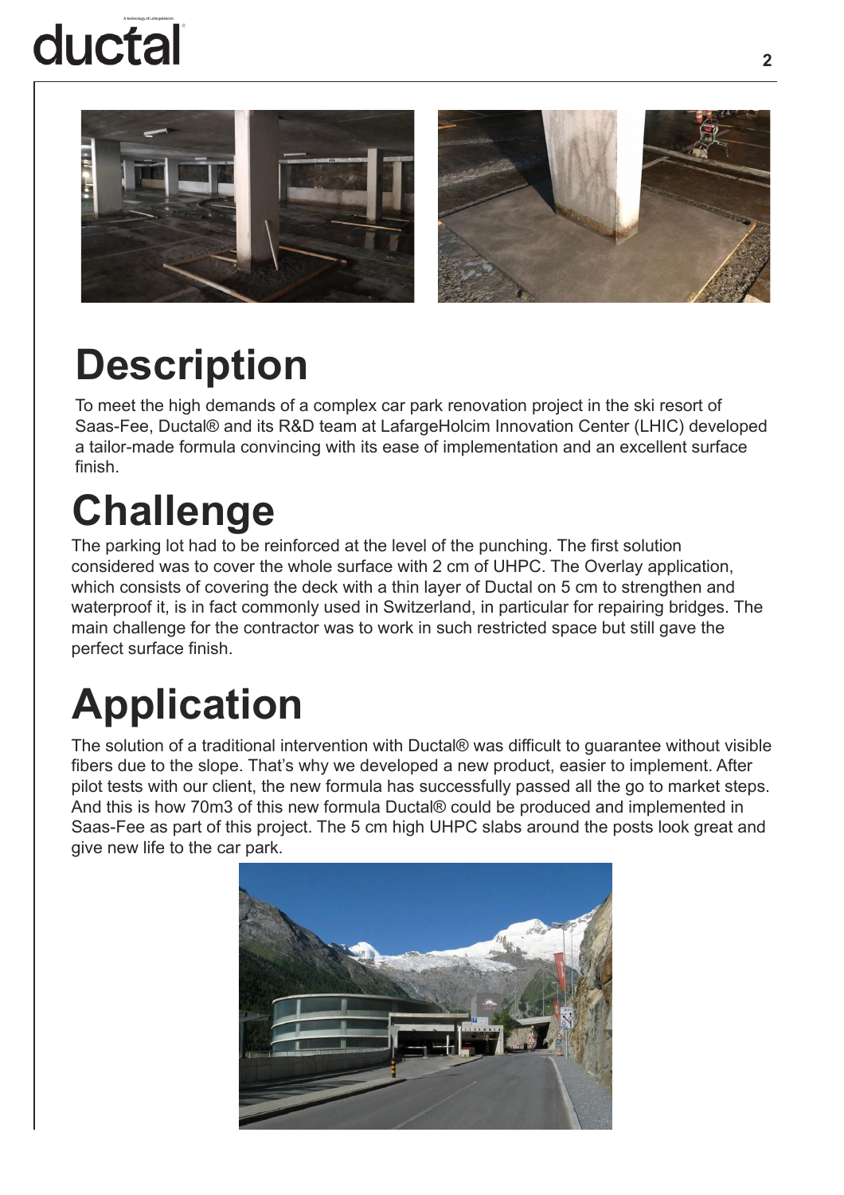# Description

To meet the high demands of a complex car park renovation project in the ski resort of Saas-Fee, Ductal® and its R&D team at LafargeHolcim Innovation Center (LHIC) developed a tailor-made formula convincing with its ease of implementation and an excellent surface finish.

# Challenge

The parking lot had to be reinforced at the level of the punching. The first solution considered was to cover the whole surface with 2 cm of UHPC. The Overlay application, which consists of covering the deck with a thin layer of Ductal on 5 cm to strengthen and waterproof it, is in fact commonly used in Switzerland, in particular for repairing bridges. The main challenge for the contractor was to work in such restricted space but still gave the perfect surface finish.

# Application

The solution of a traditional intervention with Ductal® was difficult to guarantee without visible fibers due to the slope. That's why we developed a new product, easier to implement. After pilot tests with our client, the new formula has successfully passed all the go to market steps. And this is how 70m3 of this new formula Ductal® could be produced and implemented in Saas-Fee as part of this project. The 5 cm high UHPC slabs around the posts look great and give new life to the car park.